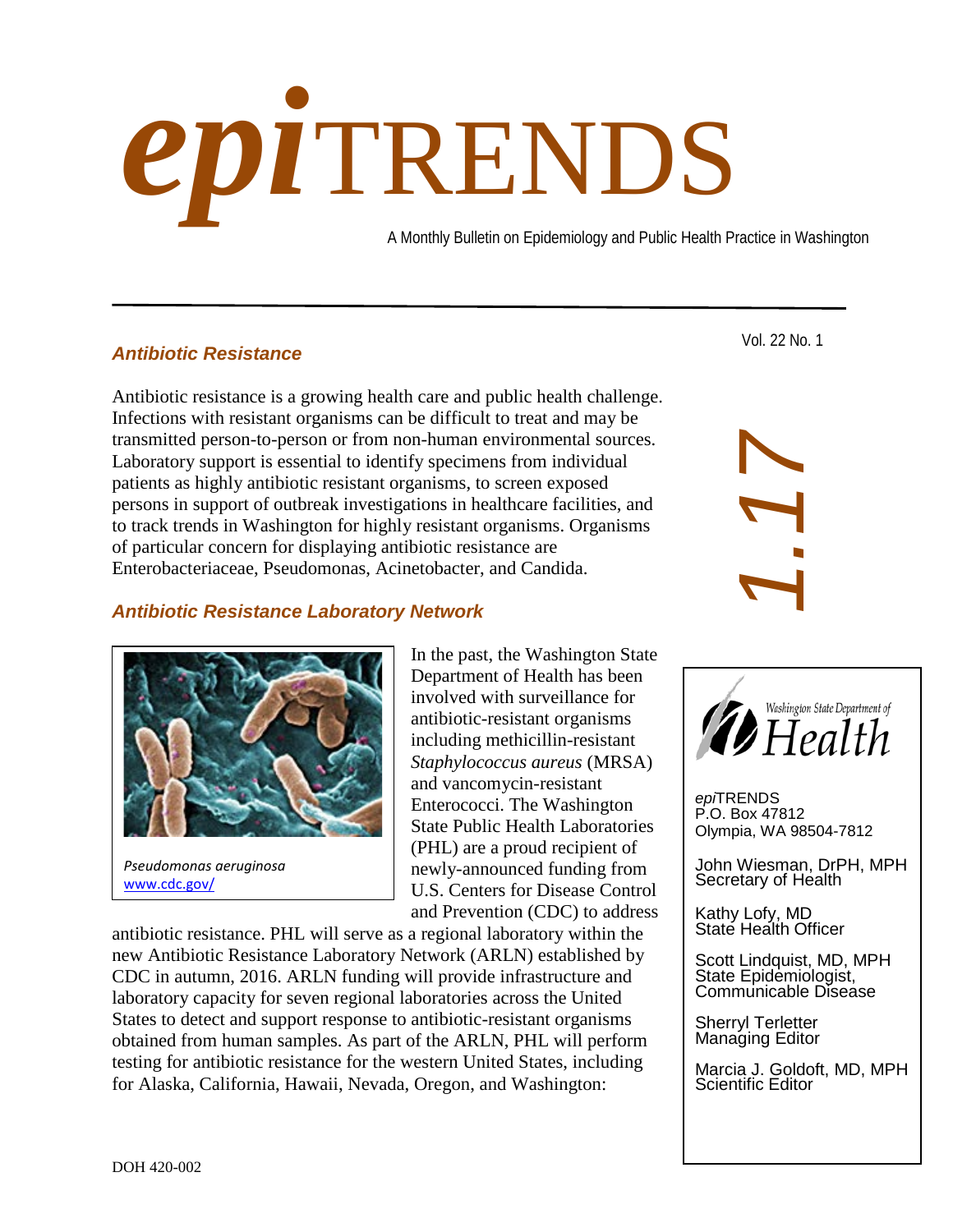# *epi*TRENDS

A Monthly Bulletin on Epidemiology and Public Health Practice in Washington

Vol. 22 No. 1

1.17

## *Antibiotic Resistance*

Antibiotic resistance is a growing health care and public health challenge. Infections with resistant organisms can be difficult to treat and may be transmitted person-to-person or from non-human environmental sources. Laboratory support is essential to identify specimens from individual patients as highly antibiotic resistant organisms, to screen exposed persons in support of outbreak investigations in healthcare facilities, and to track trends in Washington for highly resistant organisms. Organisms of particular concern for displaying antibiotic resistance are Enterobacteriaceae, Pseudomonas, Acinetobacter, and Candida.

## *Antibiotic Resistance Laboratory Network*

*Pseudomonas aeruginosa*
www.cdc.gov/

In the past, the Washington State Department of Health has been involved with surveillance for antibiotic-resistant organisms including methicillin-resistant *Staphylococcus aureus* (MRSA) and vancomycin-resistant Enterococci. The Washington State Public Health Laboratories (PHL) are a proud recipient of newly-announced funding from U.S. Centers for Disease Control and Prevention (CDC) to address antibiotic resistance. PHL will serve as a regional laboratory within the new Antibiotic Resistance Laboratory Network (ARLN) established by CDC in autumn, 2016. ARLN funding will provide infrastructure and laboratory capacity for seven regional laboratories across the United States to detect and support response to antibiotic-resistant organisms obtained from human samples. As part of the ARLN, PHL will perform testing for antibiotic resistance for the western United States, including for Alaska, California, Hawaii, Nevada, Oregon, and Washington:

Washington State Department of Health

*epi*TRENDS
P.O. Box 47812
Olympia, WA 98504-7812

John Wiesman, DrPH, MPH
Secretary of Health

Kathy Lofy, MD
State Health Officer

Scott Lindquist, MD, MPH
State Epidemiologist, Communicable Disease

Sherryl Terletter
Managing Editor

Marcia J. Goldoft, MD, MPH
Scientific Editor

DOH 420-002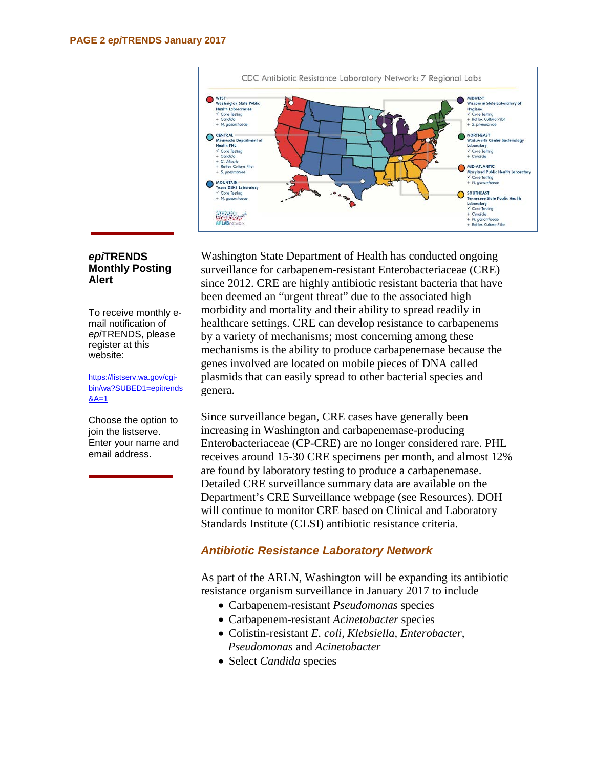CDC Antibiotic Resistance Laboratory Network: 7 Regional Labs

**WEST**
Washington State Public Health Laboratories
- ✓ Core Testing
- + Candida
- + N. gonorrhoeae

**CENTRAL**
Minnesota Department of Health PHL
- ✓ Core Testing
- + Candida
- + C. difficile
- + Reflex Culture Pilot
- + S. pneumoniae

**MOUNTAIN**
Texas DSHS Laboratory
- ✓ Core Testing
- + N. gonorrhoeae

**MIDWEST**
Wisconsin State Laboratory of Hygiene
- ✓ Core Testing
- + Reflex Culture Pilot
- + S. pneumoniae

**NORTHEAST**
Wadsworth Center Bacteriology Laboratory
- ✓ Core Testing
- + Candida

**MID-ATLANTIC**
Maryland Public Health Laboratory
- ✓ Core Testing
- + N. gonorrhoeae

**SOUTHEAST**
Tennessee State Public Health Laboratory
- ✓ Core Testing
- + Candida
- + N. gonorrhoeae
- + Reflex Culture Pilot

ARLAB network

### *epi*TRENDS Monthly Posting Alert

To receive monthly e-mail notification of *epi*TRENDS, please register at this website:

https://listserv.wa.gov/cgi-bin/wa?SUBED1=epitrends&A=1

Choose the option to join the listserve. Enter your name and email address.

Washington State Department of Health has conducted ongoing surveillance for carbapenem-resistant Enterobacteriaceae (CRE) since 2012. CRE are highly antibiotic resistant bacteria that have been deemed an "urgent threat" due to the associated high morbidity and mortality and their ability to spread readily in healthcare settings. CRE can develop resistance to carbapenems by a variety of mechanisms; most concerning among these mechanisms is the ability to produce carbapenemase because the genes involved are located on mobile pieces of DNA called plasmids that can easily spread to other bacterial species and genera.

Since surveillance began, CRE cases have generally been increasing in Washington and carbapenemase-producing Enterobacteriaceae (CP-CRE) are no longer considered rare. PHL receives around 15-30 CRE specimens per month, and almost 12% are found by laboratory testing to produce a carbapenemase. Detailed CRE surveillance summary data are available on the Department's CRE Surveillance webpage (see Resources). DOH will continue to monitor CRE based on Clinical and Laboratory Standards Institute (CLSI) antibiotic resistance criteria.

## *Antibiotic Resistance Laboratory Network*

As part of the ARLN, Washington will be expanding its antibiotic resistance organism surveillance in January 2017 to include

- Carbapenem-resistant *Pseudomonas* species
- Carbapenem-resistant *Acinetobacter* species
- Colistin-resistant *E. coli*, *Klebsiella*, *Enterobacter*, *Pseudomonas* and *Acinetobacter*
- Select *Candida* species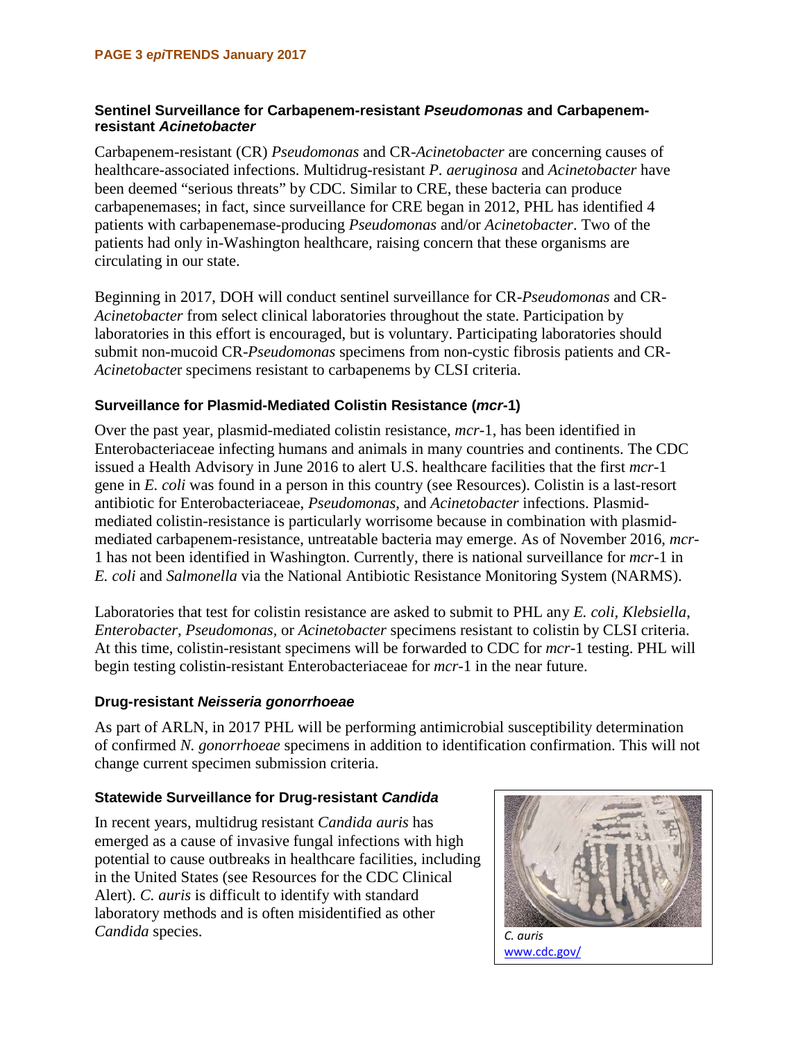### Sentinel Surveillance for Carbapenem-resistant *Pseudomonas* and Carbapenem-resistant *Acinetobacter*

Carbapenem-resistant (CR) *Pseudomonas* and CR-*Acinetobacter* are concerning causes of healthcare-associated infections. Multidrug-resistant *P. aeruginosa* and *Acinetobacter* have been deemed "serious threats" by CDC. Similar to CRE, these bacteria can produce carbapenemases; in fact, since surveillance for CRE began in 2012, PHL has identified 4 patients with carbapenemase-producing *Pseudomonas* and/or *Acinetobacter*. Two of the patients had only in-Washington healthcare, raising concern that these organisms are circulating in our state.

Beginning in 2017, DOH will conduct sentinel surveillance for CR-*Pseudomonas* and CR-*Acinetobacter* from select clinical laboratories throughout the state. Participation by laboratories in this effort is encouraged, but is voluntary. Participating laboratories should submit non-mucoid CR-*Pseudomonas* specimens from non-cystic fibrosis patients and CR-*Acinetobacter* specimens resistant to carbapenems by CLSI criteria.

### Surveillance for Plasmid-Mediated Colistin Resistance (*mcr*-1)

Over the past year, plasmid-mediated colistin resistance, *mcr*-1, has been identified in Enterobacteriaceae infecting humans and animals in many countries and continents. The CDC issued a Health Advisory in June 2016 to alert U.S. healthcare facilities that the first *mcr*-1 gene in *E. coli* was found in a person in this country (see Resources). Colistin is a last-resort antibiotic for Enterobacteriaceae, *Pseudomonas*, and *Acinetobacter* infections. Plasmid-mediated colistin-resistance is particularly worrisome because in combination with plasmid-mediated carbapenem-resistance, untreatable bacteria may emerge. As of November 2016, *mcr*-1 has not been identified in Washington. Currently, there is national surveillance for *mcr*-1 in *E. coli* and *Salmonella* via the National Antibiotic Resistance Monitoring System (NARMS).

Laboratories that test for colistin resistance are asked to submit to PHL any *E. coli, Klebsiella, Enterobacter, Pseudomonas,* or *Acinetobacter* specimens resistant to colistin by CLSI criteria. At this time, colistin-resistant specimens will be forwarded to CDC for *mcr*-1 testing. PHL will begin testing colistin-resistant Enterobacteriaceae for *mcr*-1 in the near future.

### Drug-resistant *Neisseria gonorrhoeae*

As part of ARLN, in 2017 PHL will be performing antimicrobial susceptibility determination of confirmed *N. gonorrhoeae* specimens in addition to identification confirmation. This will not change current specimen submission criteria.

### Statewide Surveillance for Drug-resistant *Candida*

In recent years, multidrug resistant *Candida auris* has emerged as a cause of invasive fungal infections with high potential to cause outbreaks in healthcare facilities, including in the United States (see Resources for the CDC Clinical Alert). *C. auris* is difficult to identify with standard laboratory methods and is often misidentified as other *Candida* species.

*C. auris*
www.cdc.gov/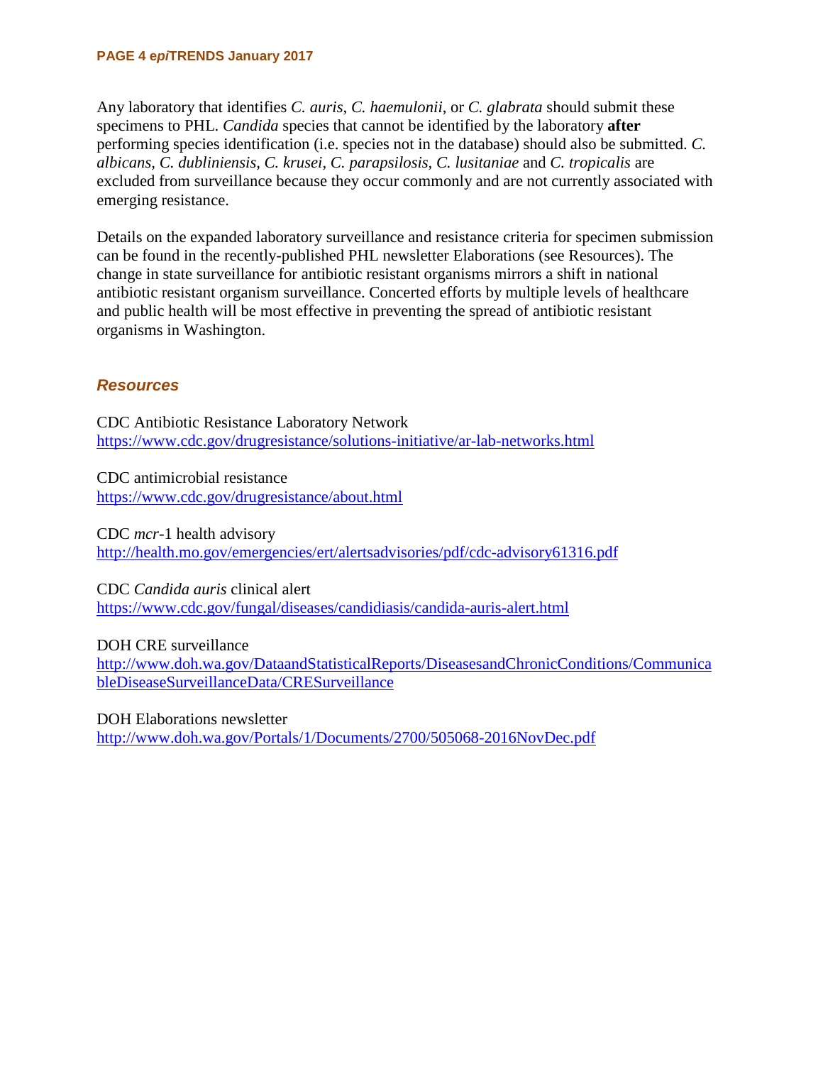Any laboratory that identifies *C. auris*, *C. haemulonii*, or *C. glabrata* should submit these specimens to PHL. *Candida* species that cannot be identified by the laboratory **after** performing species identification (i.e. species not in the database) should also be submitted. *C. albicans*, *C. dubliniensis*, *C. krusei*, *C. parapsilosis*, *C. lusitaniae* and *C. tropicalis* are excluded from surveillance because they occur commonly and are not currently associated with emerging resistance.

Details on the expanded laboratory surveillance and resistance criteria for specimen submission can be found in the recently-published PHL newsletter Elaborations (see Resources). The change in state surveillance for antibiotic resistant organisms mirrors a shift in national antibiotic resistant organism surveillance. Concerted efforts by multiple levels of healthcare and public health will be most effective in preventing the spread of antibiotic resistant organisms in Washington.

## *Resources*

CDC Antibiotic Resistance Laboratory Network
https://www.cdc.gov/drugresistance/solutions-initiative/ar-lab-networks.html

CDC antimicrobial resistance
https://www.cdc.gov/drugresistance/about.html

CDC *mcr*-1 health advisory
http://health.mo.gov/emergencies/ert/alertsadvisories/pdf/cdc-advisory61316.pdf

CDC *Candida auris* clinical alert
https://www.cdc.gov/fungal/diseases/candidiasis/candida-auris-alert.html

DOH CRE surveillance
http://www.doh.wa.gov/DataandStatisticalReports/DiseasesandChronicConditions/CommunicableDiseaseSurveillanceData/CRESurveillance

DOH Elaborations newsletter
http://www.doh.wa.gov/Portals/1/Documents/2700/505068-2016NovDec.pdf